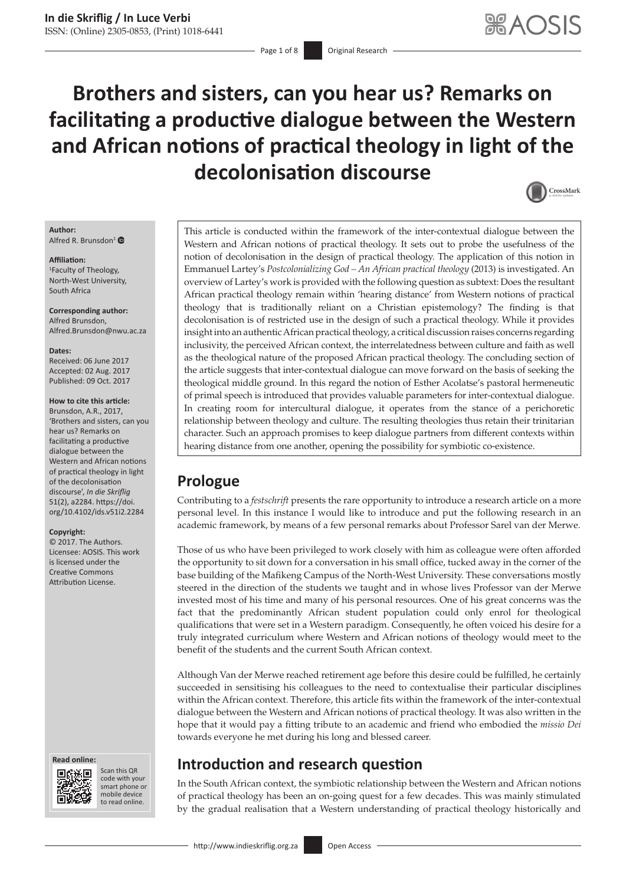# Brothers and sisters, can you hear us? Remarks on facilitating a productive dialogue between the Western and African notions of practical theology in light of the decolonisation discourse

**Author:**
Alfred R. Brunsdon[1]

**Affiliation:**
[1]Faculty of Theology, North-West University, South Africa

**Corresponding author:**
Alfred Brunsdon, Alfred.Brunsdon@nwu.ac.za

**Dates:**
Received: 06 June 2017
Accepted: 02 Aug. 2017
Published: 09 Oct. 2017

**How to cite this article:**
Brunsdon, A.R., 2017, 'Brothers and sisters, can you hear us? Remarks on facilitating a productive dialogue between the Western and African notions of practical theology in light of the decolonisation discourse', *In die Skriflig* 51(2), a2284. https://doi.org/10.4102/ids.v51i2.2284

**Copyright:**
© 2017. The Authors. Licensee: AOSIS. This work is licensed under the Creative Commons Attribution License.

This article is conducted within the framework of the inter-contextual dialogue between the Western and African notions of practical theology. It sets out to probe the usefulness of the notion of decolonisation in the design of practical theology. The application of this notion in Emmanuel Lartey's *Postcolonializing God – An African practical theology* (2013) is investigated. An overview of Lartey's work is provided with the following question as subtext: Does the resultant African practical theology remain within 'hearing distance' from Western notions of practical theology that is traditionally reliant on a Christian epistemology? The finding is that decolonisation is of restricted use in the design of such a practical theology. While it provides insight into an authentic African practical theology, a critical discussion raises concerns regarding inclusivity, the perceived African context, the interrelatedness between culture and faith as well as the theological nature of the proposed African practical theology. The concluding section of the article suggests that inter-contextual dialogue can move forward on the basis of seeking the theological middle ground. In this regard the notion of Esther Acolatse's pastoral hermeneutic of primal speech is introduced that provides valuable parameters for inter-contextual dialogue. In creating room for intercultural dialogue, it operates from the stance of a perichoretic relationship between theology and culture. The resulting theologies thus retain their trinitarian character. Such an approach promises to keep dialogue partners from different contexts within hearing distance from one another, opening the possibility for symbiotic co-existence.

## Prologue

Contributing to a *festschrift* presents the rare opportunity to introduce a research article on a more personal level. In this instance I would like to introduce and put the following research in an academic framework, by means of a few personal remarks about Professor Sarel van der Merwe.

Those of us who have been privileged to work closely with him as colleague were often afforded the opportunity to sit down for a conversation in his small office, tucked away in the corner of the base building of the Mafikeng Campus of the North-West University. These conversations mostly steered in the direction of the students we taught and in whose lives Professor van der Merwe invested most of his time and many of his personal resources. One of his great concerns was the fact that the predominantly African student population could only enrol for theological qualifications that were set in a Western paradigm. Consequently, he often voiced his desire for a truly integrated curriculum where Western and African notions of theology would meet to the benefit of the students and the current South African context.

Although Van der Merwe reached retirement age before this desire could be fulfilled, he certainly succeeded in sensitising his colleagues to the need to contextualise their particular disciplines within the African context. Therefore, this article fits within the framework of the inter-contextual dialogue between the Western and African notions of practical theology. It was also written in the hope that it would pay a fitting tribute to an academic and friend who embodied the *missio Dei* towards everyone he met during his long and blessed career.

## Introduction and research question

In the South African context, the symbiotic relationship between the Western and African notions of practical theology has been an on-going quest for a few decades. This was mainly stimulated by the gradual realisation that a Western understanding of practical theology historically and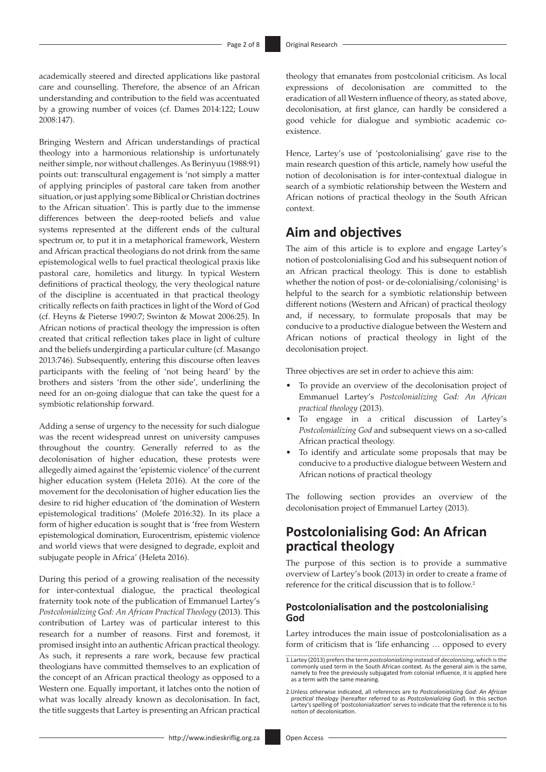academically steered and directed applications like pastoral care and counselling. Therefore, the absence of an African understanding and contribution to the field was accentuated by a growing number of voices (cf. Dames 2014:122; Louw 2008:147).

Bringing Western and African understandings of practical theology into a harmonious relationship is unfortunately neither simple, nor without challenges. As Berinyuu (1988:91) points out: transcultural engagement is 'not simply a matter of applying principles of pastoral care taken from another situation, or just applying some Biblical or Christian doctrines to the African situation'. This is partly due to the immense differences between the deep-rooted beliefs and value systems represented at the different ends of the cultural spectrum or, to put it in a metaphorical framework, Western and African practical theologians do not drink from the same epistemological wells to fuel practical theological praxis like pastoral care, homiletics and liturgy. In typical Western definitions of practical theology, the very theological nature of the discipline is accentuated in that practical theology critically reflects on faith practices in light of the Word of God (cf. Heyns & Pieterse 1990:7; Swinton & Mowat 2006:25). In African notions of practical theology the impression is often created that critical reflection takes place in light of culture and the beliefs undergirding a particular culture (cf. Masango 2013:746). Subsequently, entering this discourse often leaves participants with the feeling of 'not being heard' by the brothers and sisters 'from the other side', underlining the need for an on-going dialogue that can take the quest for a symbiotic relationship forward.

Adding a sense of urgency to the necessity for such dialogue was the recent widespread unrest on university campuses throughout the country. Generally referred to as the decolonisation of higher education, these protests were allegedly aimed against the 'epistemic violence' of the current higher education system (Heleta 2016). At the core of the movement for the decolonisation of higher education lies the desire to rid higher education of 'the domination of Western epistemological traditions' (Molefe 2016:32). In its place a form of higher education is sought that is 'free from Western epistemological domination, Eurocentrism, epistemic violence and world views that were designed to degrade, exploit and subjugate people in Africa' (Heleta 2016).

During this period of a growing realisation of the necessity for inter-contextual dialogue, the practical theological fraternity took note of the publication of Emmanuel Lartey's *Postcolonializing God: An African Practical Theology* (2013). This contribution of Lartey was of particular interest to this research for a number of reasons. First and foremost, it promised insight into an authentic African practical theology. As such, it represents a rare work, because few practical theologians have committed themselves to an explication of the concept of an African practical theology as opposed to a Western one. Equally important, it latches onto the notion of what was locally already known as decolonisation. In fact, the title suggests that Lartey is presenting an African practical theology that emanates from postcolonial criticism. As local expressions of decolonisation are committed to the eradication of all Western influence of theory, as stated above, decolonisation, at first glance, can hardly be considered a good vehicle for dialogue and symbiotic academic co-existence.

Hence, Lartey's use of 'postcolonialising' gave rise to the main research question of this article, namely how useful the notion of decolonisation is for inter-contextual dialogue in search of a symbiotic relationship between the Western and African notions of practical theology in the South African context.

## Aim and objectives

The aim of this article is to explore and engage Lartey's notion of postcolonialising God and his subsequent notion of an African practical theology. This is done to establish whether the notion of post- or de-colonialising/colonising[1] is helpful to the search for a symbiotic relationship between different notions (Western and African) of practical theology and, if necessary, to formulate proposals that may be conducive to a productive dialogue between the Western and African notions of practical theology in light of the decolonisation project.

Three objectives are set in order to achieve this aim:

- To provide an overview of the decolonisation project of Emmanuel Lartey's *Postcolonializing God: An African practical theology* (2013).
- To engage in a critical discussion of Lartey's *Postcolonializing God* and subsequent views on a so-called African practical theology.
- To identify and articulate some proposals that may be conducive to a productive dialogue between Western and African notions of practical theology

The following section provides an overview of the decolonisation project of Emmanuel Lartey (2013).

## Postcolonialising God: An African practical theology

The purpose of this section is to provide a summative overview of Lartey's book (2013) in order to create a frame of reference for the critical discussion that is to follow.[2]

### Postcolonialisation and the postcolonialising God

Lartey introduces the main issue of postcolonialisation as a form of criticism that is 'life enhancing … opposed to every

1. Lartey (2013) prefers the term *postcolonializing* instead of *decolonising*, which is the commonly used term in the South African context. As the general aim is the same, namely to free the previously subjugated from colonial influence, it is applied here as a term with the same meaning.

2. Unless otherwise indicated, all references are to *Postcolonializing God: An African practical theology* (hereafter referred to as *Postcolonializing God*). In this section Lartey's spelling of 'postcolonialization' serves to indicate that the reference is to his notion of decolonisation.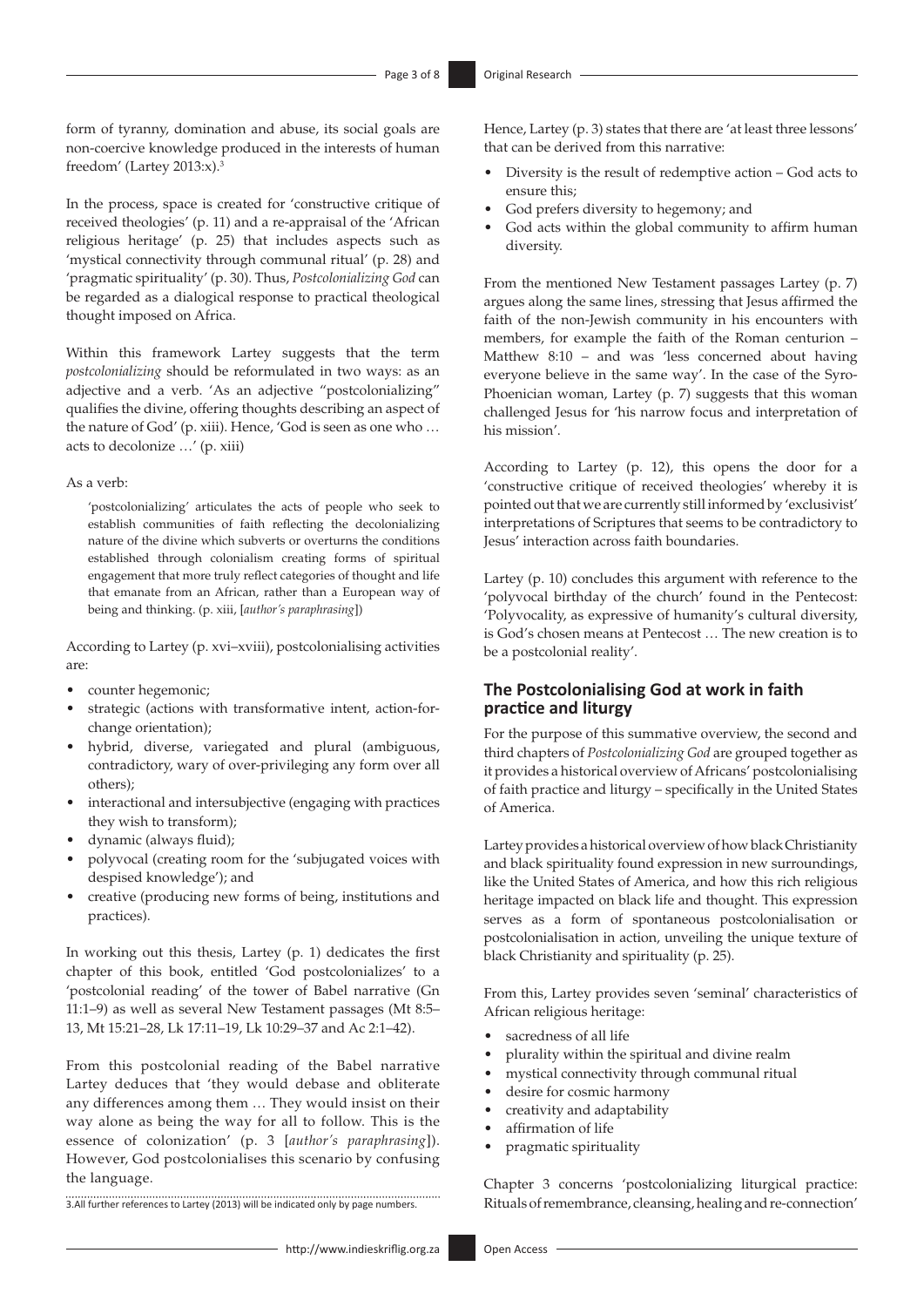form of tyranny, domination and abuse, its social goals are non-coercive knowledge produced in the interests of human freedom' (Lartey 2013:x).[3]

In the process, space is created for 'constructive critique of received theologies' (p. 11) and a re-appraisal of the 'African religious heritage' (p. 25) that includes aspects such as 'mystical connectivity through communal ritual' (p. 28) and 'pragmatic spirituality' (p. 30). Thus, *Postcolonializing God* can be regarded as a dialogical response to practical theological thought imposed on Africa.

Within this framework Lartey suggests that the term *postcolonializing* should be reformulated in two ways: as an adjective and a verb. 'As an adjective "postcolonializing" qualifies the divine, offering thoughts describing an aspect of the nature of God' (p. xiii). Hence, 'God is seen as one who … acts to decolonize …' (p. xiii)

As a verb:

> 'postcolonializing' articulates the acts of people who seek to establish communities of faith reflecting the decolonializing nature of the divine which subverts or overturns the conditions established through colonialism creating forms of spiritual engagement that more truly reflect categories of thought and life that emanate from an African, rather than a European way of being and thinking. (p. xiii, [*author's paraphrasing*])

According to Lartey (p. xvi–xviii), postcolonialising activities are:

- counter hegemonic;
- strategic (actions with transformative intent, action-for-change orientation);
- hybrid, diverse, variegated and plural (ambiguous, contradictory, wary of over-privileging any form over all others);
- interactional and intersubjective (engaging with practices they wish to transform);
- dynamic (always fluid);
- polyvocal (creating room for the 'subjugated voices with despised knowledge'); and
- creative (producing new forms of being, institutions and practices).

In working out this thesis, Lartey (p. 1) dedicates the first chapter of this book, entitled 'God postcolonializes' to a 'postcolonial reading' of the tower of Babel narrative (Gn 11:1–9) as well as several New Testament passages (Mt 8:5–13, Mt 15:21–28, Lk 17:11–19, Lk 10:29–37 and Ac 2:1–42).

From this postcolonial reading of the Babel narrative Lartey deduces that 'they would debase and obliterate any differences among them … They would insist on their way alone as being the way for all to follow. This is the essence of colonization' (p. 3 [*author's paraphrasing*]). However, God postcolonialises this scenario by confusing the language.

Hence, Lartey (p. 3) states that there are 'at least three lessons' that can be derived from this narrative:

- Diversity is the result of redemptive action – God acts to ensure this;
- God prefers diversity to hegemony; and
- God acts within the global community to affirm human diversity.

From the mentioned New Testament passages Lartey (p. 7) argues along the same lines, stressing that Jesus affirmed the faith of the non-Jewish community in his encounters with members, for example the faith of the Roman centurion – Matthew 8:10 – and was 'less concerned about having everyone believe in the same way'. In the case of the Syro-Phoenician woman, Lartey (p. 7) suggests that this woman challenged Jesus for 'his narrow focus and interpretation of his mission'.

According to Lartey (p. 12), this opens the door for a 'constructive critique of received theologies' whereby it is pointed out that we are currently still informed by 'exclusivist' interpretations of Scriptures that seems to be contradictory to Jesus' interaction across faith boundaries.

Lartey (p. 10) concludes this argument with reference to the 'polyvocal birthday of the church' found in the Pentecost: 'Polyvocality, as expressive of humanity's cultural diversity, is God's chosen means at Pentecost … The new creation is to be a postcolonial reality'.

## The Postcolonialising God at work in faith practice and liturgy

For the purpose of this summative overview, the second and third chapters of *Postcolonializing God* are grouped together as it provides a historical overview of Africans' postcolonialising of faith practice and liturgy – specifically in the United States of America.

Lartey provides a historical overview of how black Christianity and black spirituality found expression in new surroundings, like the United States of America, and how this rich religious heritage impacted on black life and thought. This expression serves as a form of spontaneous postcolonialisation or postcolonialisation in action, unveiling the unique texture of black Christianity and spirituality (p. 25).

From this, Lartey provides seven 'seminal' characteristics of African religious heritage:

- sacredness of all life
- plurality within the spiritual and divine realm
- mystical connectivity through communal ritual
- desire for cosmic harmony
- creativity and adaptability
- affirmation of life
- pragmatic spirituality

Chapter 3 concerns 'postcolonializing liturgical practice: Rituals of remembrance, cleansing, healing and re-connection'

3. All further references to Lartey (2013) will be indicated only by page numbers.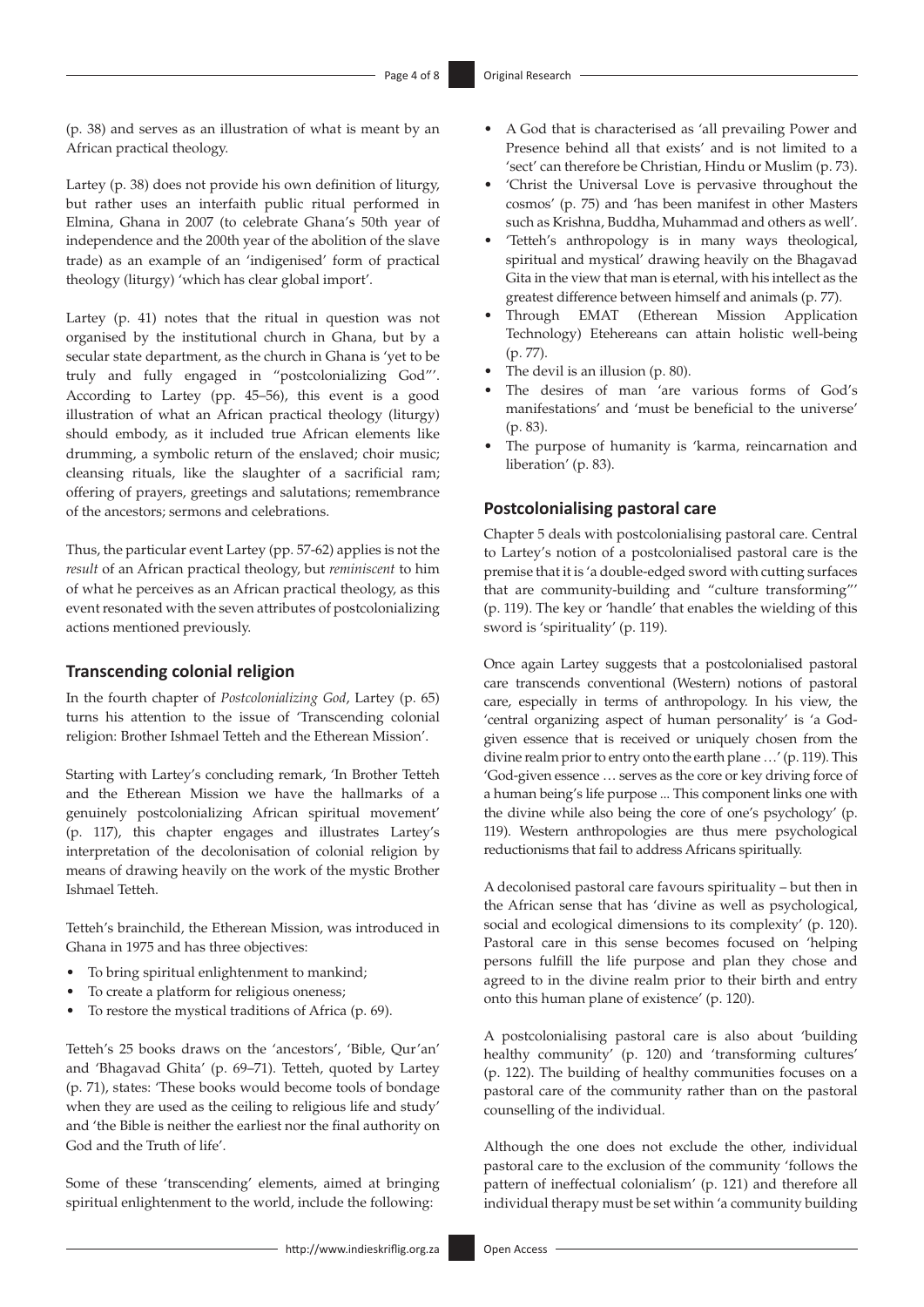(p. 38) and serves as an illustration of what is meant by an African practical theology.

Lartey (p. 38) does not provide his own definition of liturgy, but rather uses an interfaith public ritual performed in Elmina, Ghana in 2007 (to celebrate Ghana's 50th year of independence and the 200th year of the abolition of the slave trade) as an example of an 'indigenised' form of practical theology (liturgy) 'which has clear global import'.

Lartey (p. 41) notes that the ritual in question was not organised by the institutional church in Ghana, but by a secular state department, as the church in Ghana is 'yet to be truly and fully engaged in "postcolonializing God"'. According to Lartey (pp. 45–56), this event is a good illustration of what an African practical theology (liturgy) should embody, as it included true African elements like drumming, a symbolic return of the enslaved; choir music; cleansing rituals, like the slaughter of a sacrificial ram; offering of prayers, greetings and salutations; remembrance of the ancestors; sermons and celebrations.

Thus, the particular event Lartey (pp. 57-62) applies is not the *result* of an African practical theology, but *reminiscent* to him of what he perceives as an African practical theology, as this event resonated with the seven attributes of postcolonializing actions mentioned previously.

## Transcending colonial religion

In the fourth chapter of *Postcolonializing God*, Lartey (p. 65) turns his attention to the issue of 'Transcending colonial religion: Brother Ishmael Tetteh and the Etherean Mission'.

Starting with Lartey's concluding remark, 'In Brother Tetteh and the Etherean Mission we have the hallmarks of a genuinely postcolonializing African spiritual movement' (p. 117), this chapter engages and illustrates Lartey's interpretation of the decolonisation of colonial religion by means of drawing heavily on the work of the mystic Brother Ishmael Tetteh.

Tetteh's brainchild, the Etherean Mission, was introduced in Ghana in 1975 and has three objectives:

- To bring spiritual enlightenment to mankind;
- To create a platform for religious oneness;
- To restore the mystical traditions of Africa (p. 69).

Tetteh's 25 books draws on the 'ancestors', 'Bible, Qur'an' and 'Bhagavad Ghita' (p. 69–71). Tetteh, quoted by Lartey (p. 71), states: 'These books would become tools of bondage when they are used as the ceiling to religious life and study' and 'the Bible is neither the earliest nor the final authority on God and the Truth of life'.

Some of these 'transcending' elements, aimed at bringing spiritual enlightenment to the world, include the following:

- A God that is characterised as 'all prevailing Power and Presence behind all that exists' and is not limited to a 'sect' can therefore be Christian, Hindu or Muslim (p. 73).
- 'Christ the Universal Love is pervasive throughout the cosmos' (p. 75) and 'has been manifest in other Masters such as Krishna, Buddha, Muhammad and others as well'.
- 'Tetteh's anthropology is in many ways theological, spiritual and mystical' drawing heavily on the Bhagavad Gita in the view that man is eternal, with his intellect as the greatest difference between himself and animals (p. 77).
- Through EMAT (Etherean Mission Application Technology) Etehereans can attain holistic well-being (p. 77).
- The devil is an illusion (p. 80).
- The desires of man 'are various forms of God's manifestations' and 'must be beneficial to the universe' (p. 83).
- The purpose of humanity is 'karma, reincarnation and liberation' (p. 83).

## Postcolonialising pastoral care

Chapter 5 deals with postcolonialising pastoral care. Central to Lartey's notion of a postcolonialised pastoral care is the premise that it is 'a double-edged sword with cutting surfaces that are community-building and "culture transforming"' (p. 119). The key or 'handle' that enables the wielding of this sword is 'spirituality' (p. 119).

Once again Lartey suggests that a postcolonialised pastoral care transcends conventional (Western) notions of pastoral care, especially in terms of anthropology. In his view, the 'central organizing aspect of human personality' is 'a God-given essence that is received or uniquely chosen from the divine realm prior to entry onto the earth plane …' (p. 119). This 'God-given essence … serves as the core or key driving force of a human being's life purpose ... This component links one with the divine while also being the core of one's psychology' (p. 119). Western anthropologies are thus mere psychological reductionisms that fail to address Africans spiritually.

A decolonised pastoral care favours spirituality – but then in the African sense that has 'divine as well as psychological, social and ecological dimensions to its complexity' (p. 120). Pastoral care in this sense becomes focused on 'helping persons fulfill the life purpose and plan they chose and agreed to in the divine realm prior to their birth and entry onto this human plane of existence' (p. 120).

A postcolonialising pastoral care is also about 'building healthy community' (p. 120) and 'transforming cultures' (p. 122). The building of healthy communities focuses on a pastoral care of the community rather than on the pastoral counselling of the individual.

Although the one does not exclude the other, individual pastoral care to the exclusion of the community 'follows the pattern of ineffectual colonialism' (p. 121) and therefore all individual therapy must be set within 'a community building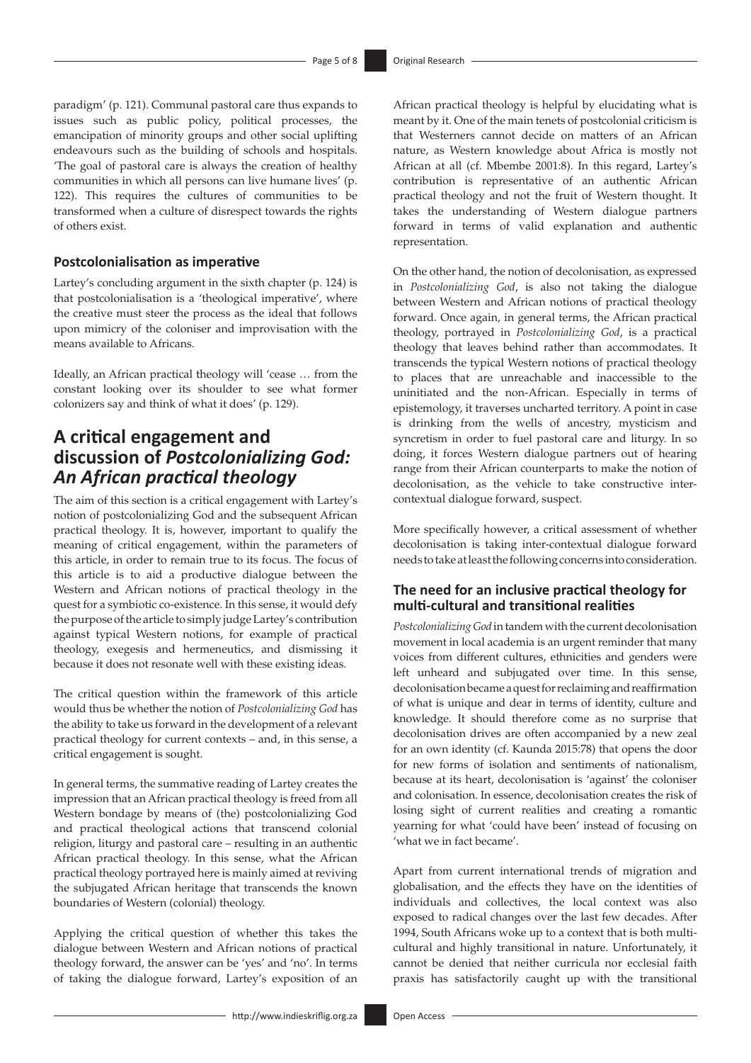paradigm' (p. 121). Communal pastoral care thus expands to issues such as public policy, political processes, the emancipation of minority groups and other social uplifting endeavours such as the building of schools and hospitals. 'The goal of pastoral care is always the creation of healthy communities in which all persons can live humane lives' (p. 122). This requires the cultures of communities to be transformed when a culture of disrespect towards the rights of others exist.

### Postcolonialisation as imperative

Lartey's concluding argument in the sixth chapter (p. 124) is that postcolonialisation is a 'theological imperative', where the creative must steer the process as the ideal that follows upon mimicry of the coloniser and improvisation with the means available to Africans.

Ideally, an African practical theology will 'cease … from the constant looking over its shoulder to see what former colonizers say and think of what it does' (p. 129).

## A critical engagement and discussion of *Postcolonializing God: An African practical theology*

The aim of this section is a critical engagement with Lartey's notion of postcolonializing God and the subsequent African practical theology. It is, however, important to qualify the meaning of critical engagement, within the parameters of this article, in order to remain true to its focus. The focus of this article is to aid a productive dialogue between the Western and African notions of practical theology in the quest for a symbiotic co-existence. In this sense, it would defy the purpose of the article to simply judge Lartey's contribution against typical Western notions, for example of practical theology, exegesis and hermeneutics, and dismissing it because it does not resonate well with these existing ideas.

The critical question within the framework of this article would thus be whether the notion of *Postcolonializing God* has the ability to take us forward in the development of a relevant practical theology for current contexts – and, in this sense, a critical engagement is sought.

In general terms, the summative reading of Lartey creates the impression that an African practical theology is freed from all Western bondage by means of (the) postcolonializing God and practical theological actions that transcend colonial religion, liturgy and pastoral care – resulting in an authentic African practical theology. In this sense, what the African practical theology portrayed here is mainly aimed at reviving the subjugated African heritage that transcends the known boundaries of Western (colonial) theology.

Applying the critical question of whether this takes the dialogue between Western and African notions of practical theology forward, the answer can be 'yes' and 'no'. In terms of taking the dialogue forward, Lartey's exposition of an African practical theology is helpful by elucidating what is meant by it. One of the main tenets of postcolonial criticism is that Westerners cannot decide on matters of an African nature, as Western knowledge about Africa is mostly not African at all (cf. Mbembe 2001:8). In this regard, Lartey's contribution is representative of an authentic African practical theology and not the fruit of Western thought. It takes the understanding of Western dialogue partners forward in terms of valid explanation and authentic representation.

On the other hand, the notion of decolonisation, as expressed in *Postcolonializing God*, is also not taking the dialogue between Western and African notions of practical theology forward. Once again, in general terms, the African practical theology, portrayed in *Postcolonializing God*, is a practical theology that leaves behind rather than accommodates. It transcends the typical Western notions of practical theology to places that are unreachable and inaccessible to the uninitiated and the non-African. Especially in terms of epistemology, it traverses uncharted territory. A point in case is drinking from the wells of ancestry, mysticism and syncretism in order to fuel pastoral care and liturgy. In so doing, it forces Western dialogue partners out of hearing range from their African counterparts to make the notion of decolonisation, as the vehicle to take constructive inter-contextual dialogue forward, suspect.

More specifically however, a critical assessment of whether decolonisation is taking inter-contextual dialogue forward needs to take at least the following concerns into consideration.

### The need for an inclusive practical theology for multi-cultural and transitional realities

*Postcolonializing God* in tandem with the current decolonisation movement in local academia is an urgent reminder that many voices from different cultures, ethnicities and genders were left unheard and subjugated over time. In this sense, decolonisation became a quest for reclaiming and reaffirmation of what is unique and dear in terms of identity, culture and knowledge. It should therefore come as no surprise that decolonisation drives are often accompanied by a new zeal for an own identity (cf. Kaunda 2015:78) that opens the door for new forms of isolation and sentiments of nationalism, because at its heart, decolonisation is 'against' the coloniser and colonisation. In essence, decolonisation creates the risk of losing sight of current realities and creating a romantic yearning for what 'could have been' instead of focusing on 'what we in fact became'.

Apart from current international trends of migration and globalisation, and the effects they have on the identities of individuals and collectives, the local context was also exposed to radical changes over the last few decades. After 1994, South Africans woke up to a context that is both multi-cultural and highly transitional in nature. Unfortunately, it cannot be denied that neither curricula nor ecclesial faith praxis has satisfactorily caught up with the transitional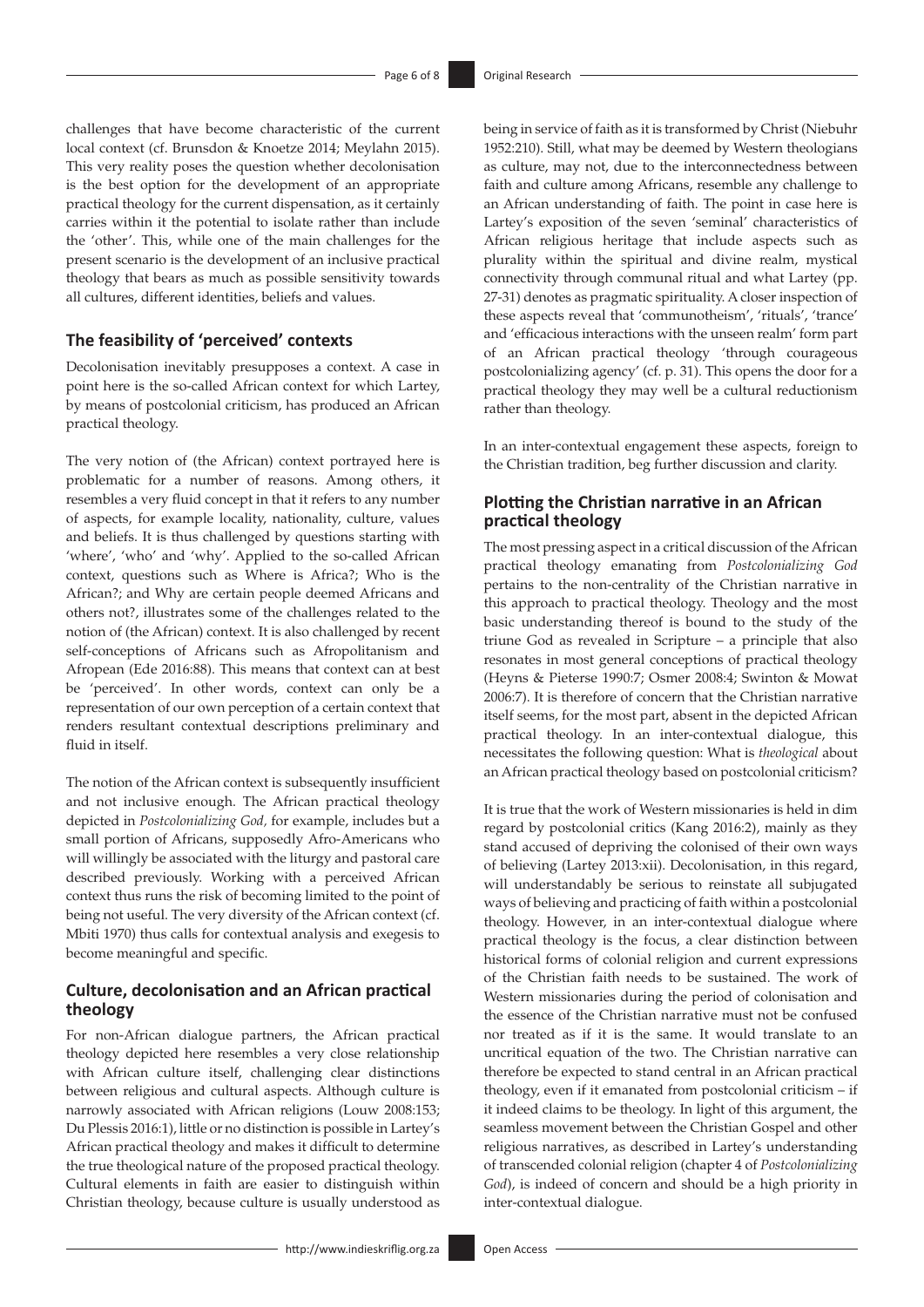challenges that have become characteristic of the current local context (cf. Brunsdon & Knoetze 2014; Meylahn 2015). This very reality poses the question whether decolonisation is the best option for the development of an appropriate practical theology for the current dispensation, as it certainly carries within it the potential to isolate rather than include the 'other'. This, while one of the main challenges for the present scenario is the development of an inclusive practical theology that bears as much as possible sensitivity towards all cultures, different identities, beliefs and values.

## The feasibility of 'perceived' contexts

Decolonisation inevitably presupposes a context. A case in point here is the so-called African context for which Lartey, by means of postcolonial criticism, has produced an African practical theology.

The very notion of (the African) context portrayed here is problematic for a number of reasons. Among others, it resembles a very fluid concept in that it refers to any number of aspects, for example locality, nationality, culture, values and beliefs. It is thus challenged by questions starting with 'where', 'who' and 'why'. Applied to the so-called African context, questions such as Where is Africa?; Who is the African?; and Why are certain people deemed Africans and others not?, illustrates some of the challenges related to the notion of (the African) context. It is also challenged by recent self-conceptions of Africans such as Afropolitanism and Afropean (Ede 2016:88). This means that context can at best be 'perceived'. In other words, context can only be a representation of our own perception of a certain context that renders resultant contextual descriptions preliminary and fluid in itself.

The notion of the African context is subsequently insufficient and not inclusive enough. The African practical theology depicted in *Postcolonializing God,* for example, includes but a small portion of Africans, supposedly Afro-Americans who will willingly be associated with the liturgy and pastoral care described previously. Working with a perceived African context thus runs the risk of becoming limited to the point of being not useful. The very diversity of the African context (cf. Mbiti 1970) thus calls for contextual analysis and exegesis to become meaningful and specific.

## Culture, decolonisation and an African practical theology

For non-African dialogue partners, the African practical theology depicted here resembles a very close relationship with African culture itself, challenging clear distinctions between religious and cultural aspects. Although culture is narrowly associated with African religions (Louw 2008:153; Du Plessis 2016:1), little or no distinction is possible in Lartey's African practical theology and makes it difficult to determine the true theological nature of the proposed practical theology. Cultural elements in faith are easier to distinguish within Christian theology, because culture is usually understood as being in service of faith as it is transformed by Christ (Niebuhr 1952:210). Still, what may be deemed by Western theologians as culture, may not, due to the interconnectedness between faith and culture among Africans, resemble any challenge to an African understanding of faith. The point in case here is Lartey's exposition of the seven 'seminal' characteristics of African religious heritage that include aspects such as plurality within the spiritual and divine realm, mystical connectivity through communal ritual and what Lartey (pp. 27-31) denotes as pragmatic spirituality. A closer inspection of these aspects reveal that 'communotheism', 'rituals', 'trance' and 'efficacious interactions with the unseen realm' form part of an African practical theology 'through courageous postcolonializing agency' (cf. p. 31). This opens the door for a practical theology they may well be a cultural reductionism rather than theology.

In an inter-contextual engagement these aspects, foreign to the Christian tradition, beg further discussion and clarity.

## Plotting the Christian narrative in an African practical theology

The most pressing aspect in a critical discussion of the African practical theology emanating from *Postcolonializing God* pertains to the non-centrality of the Christian narrative in this approach to practical theology. Theology and the most basic understanding thereof is bound to the study of the triune God as revealed in Scripture – a principle that also resonates in most general conceptions of practical theology (Heyns & Pieterse 1990:7; Osmer 2008:4; Swinton & Mowat 2006:7). It is therefore of concern that the Christian narrative itself seems, for the most part, absent in the depicted African practical theology. In an inter-contextual dialogue, this necessitates the following question: What is *theological* about an African practical theology based on postcolonial criticism?

It is true that the work of Western missionaries is held in dim regard by postcolonial critics (Kang 2016:2), mainly as they stand accused of depriving the colonised of their own ways of believing (Lartey 2013:xii). Decolonisation, in this regard, will understandably be serious to reinstate all subjugated ways of believing and practicing of faith within a postcolonial theology. However, in an inter-contextual dialogue where practical theology is the focus, a clear distinction between historical forms of colonial religion and current expressions of the Christian faith needs to be sustained. The work of Western missionaries during the period of colonisation and the essence of the Christian narrative must not be confused nor treated as if it is the same. It would translate to an uncritical equation of the two. The Christian narrative can therefore be expected to stand central in an African practical theology, even if it emanated from postcolonial criticism – if it indeed claims to be theology. In light of this argument, the seamless movement between the Christian Gospel and other religious narratives, as described in Lartey's understanding of transcended colonial religion (chapter 4 of *Postcolonializing God*), is indeed of concern and should be a high priority in inter-contextual dialogue.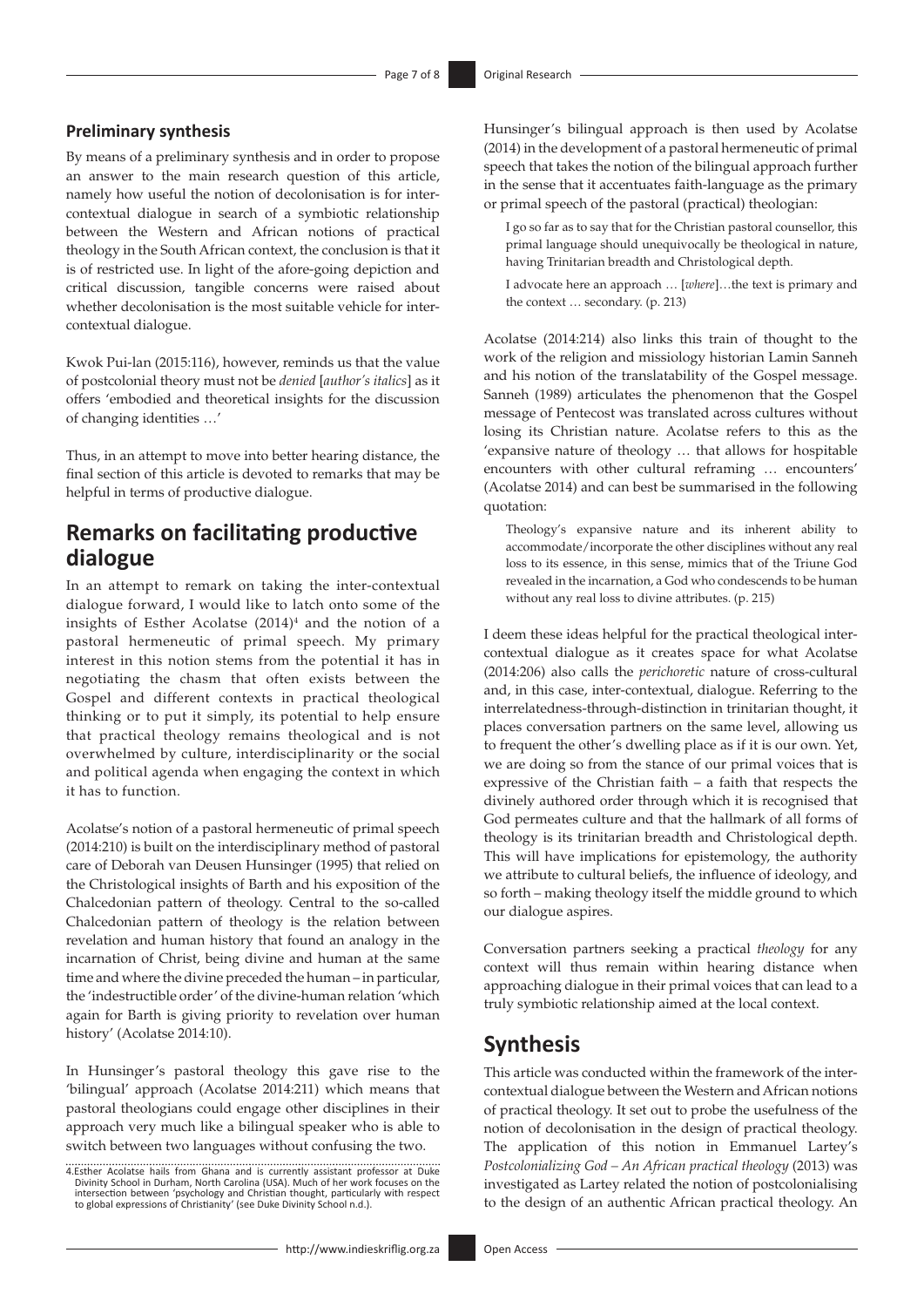### Preliminary synthesis

By means of a preliminary synthesis and in order to propose an answer to the main research question of this article, namely how useful the notion of decolonisation is for inter-contextual dialogue in search of a symbiotic relationship between the Western and African notions of practical theology in the South African context, the conclusion is that it is of restricted use. In light of the afore-going depiction and critical discussion, tangible concerns were raised about whether decolonisation is the most suitable vehicle for inter-contextual dialogue.

Kwok Pui-lan (2015:116), however, reminds us that the value of postcolonial theory must not be *denied* [*author's italics*] as it offers 'embodied and theoretical insights for the discussion of changing identities …'

Thus, in an attempt to move into better hearing distance, the final section of this article is devoted to remarks that may be helpful in terms of productive dialogue.

## Remarks on facilitating productive dialogue

In an attempt to remark on taking the inter-contextual dialogue forward, I would like to latch onto some of the insights of Esther Acolatse (2014)[4] and the notion of a pastoral hermeneutic of primal speech. My primary interest in this notion stems from the potential it has in negotiating the chasm that often exists between the Gospel and different contexts in practical theological thinking or to put it simply, its potential to help ensure that practical theology remains theological and is not overwhelmed by culture, interdisciplinarity or the social and political agenda when engaging the context in which it has to function.

Acolatse's notion of a pastoral hermeneutic of primal speech (2014:210) is built on the interdisciplinary method of pastoral care of Deborah van Deusen Hunsinger (1995) that relied on the Christological insights of Barth and his exposition of the Chalcedonian pattern of theology. Central to the so-called Chalcedonian pattern of theology is the relation between revelation and human history that found an analogy in the incarnation of Christ, being divine and human at the same time and where the divine preceded the human – in particular, the 'indestructible order' of the divine-human relation 'which again for Barth is giving priority to revelation over human history' (Acolatse 2014:10).

In Hunsinger's pastoral theology this gave rise to the 'bilingual' approach (Acolatse 2014:211) which means that pastoral theologians could engage other disciplines in their approach very much like a bilingual speaker who is able to switch between two languages without confusing the two.

Hunsinger's bilingual approach is then used by Acolatse (2014) in the development of a pastoral hermeneutic of primal speech that takes the notion of the bilingual approach further in the sense that it accentuates faith-language as the primary or primal speech of the pastoral (practical) theologian:

> I go so far as to say that for the Christian pastoral counsellor, this primal language should unequivocally be theological in nature, having Trinitarian breadth and Christological depth.
>
> I advocate here an approach … [*where*]…the text is primary and the context … secondary. (p. 213)

Acolatse (2014:214) also links this train of thought to the work of the religion and missiology historian Lamin Sanneh and his notion of the translatability of the Gospel message. Sanneh (1989) articulates the phenomenon that the Gospel message of Pentecost was translated across cultures without losing its Christian nature. Acolatse refers to this as the 'expansive nature of theology … that allows for hospitable encounters with other cultural reframing … encounters' (Acolatse 2014) and can best be summarised in the following quotation:

> Theology's expansive nature and its inherent ability to accommodate/incorporate the other disciplines without any real loss to its essence, in this sense, mimics that of the Triune God revealed in the incarnation, a God who condescends to be human without any real loss to divine attributes. (p. 215)

I deem these ideas helpful for the practical theological inter-contextual dialogue as it creates space for what Acolatse (2014:206) also calls the *perichoretic* nature of cross-cultural and, in this case, inter-contextual, dialogue. Referring to the interrelatedness-through-distinction in trinitarian thought, it places conversation partners on the same level, allowing us to frequent the other's dwelling place as if it is our own. Yet, we are doing so from the stance of our primal voices that is expressive of the Christian faith – a faith that respects the divinely authored order through which it is recognised that God permeates culture and that the hallmark of all forms of theology is its trinitarian breadth and Christological depth. This will have implications for epistemology, the authority we attribute to cultural beliefs, the influence of ideology, and so forth – making theology itself the middle ground to which our dialogue aspires.

Conversation partners seeking a practical *theology* for any context will thus remain within hearing distance when approaching dialogue in their primal voices that can lead to a truly symbiotic relationship aimed at the local context.

## Synthesis

This article was conducted within the framework of the inter-contextual dialogue between the Western and African notions of practical theology. It set out to probe the usefulness of the notion of decolonisation in the design of practical theology. The application of this notion in Emmanuel Lartey's *Postcolonializing God – An African practical theology* (2013) was investigated as Lartey related the notion of postcolonialising to the design of an authentic African practical theology. An

4.Esther Acolatse hails from Ghana and is currently assistant professor at Duke Divinity School in Durham, North Carolina (USA). Much of her work focuses on the intersection between 'psychology and Christian thought, particularly with respect to global expressions of Christianity' (see Duke Divinity School n.d.).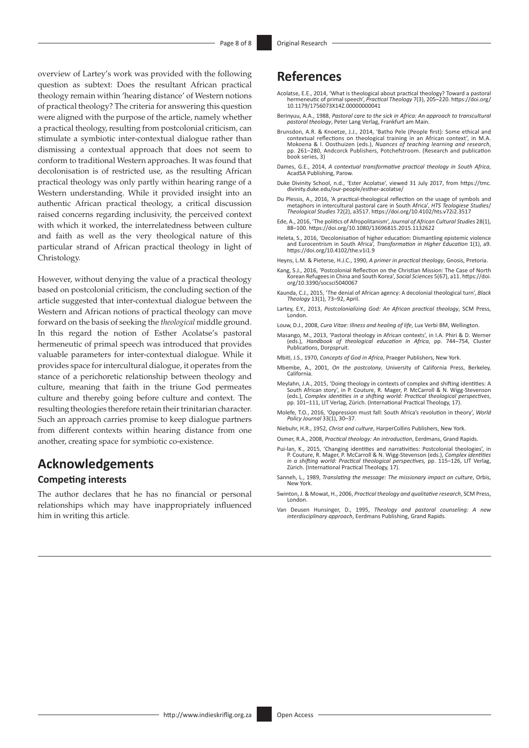overview of Lartey's work was provided with the following question as subtext: Does the resultant African practical theology remain within 'hearing distance' of Western notions of practical theology? The criteria for answering this question were aligned with the purpose of the article, namely whether a practical theology, resulting from postcolonial criticism, can stimulate a symbiotic inter-contextual dialogue rather than dismissing a contextual approach that does not seem to conform to traditional Western approaches. It was found that decolonisation is of restricted use, as the resulting African practical theology was only partly within hearing range of a Western understanding. While it provided insight into an authentic African practical theology, a critical discussion raised concerns regarding inclusivity, the perceived context with which it worked, the interrelatedness between culture and faith as well as the very theological nature of this particular strand of African practical theology in light of Christology.

However, without denying the value of a practical theology based on postcolonial criticism, the concluding section of the article suggested that inter-contextual dialogue between the Western and African notions of practical theology can move forward on the basis of seeking the *theological* middle ground. In this regard the notion of Esther Acolatse's pastoral hermeneutic of primal speech was introduced that provides valuable parameters for inter-contextual dialogue. While it provides space for intercultural dialogue, it operates from the stance of a perichoretic relationship between theology and culture, meaning that faith in the triune God permeates culture and thereby going before culture and context. The resulting theologies therefore retain their trinitarian character. Such an approach carries promise to keep dialogue partners from different contexts within hearing distance from one another, creating space for symbiotic co-existence.

## Acknowledgements

### Competing interests

The author declares that he has no financial or personal relationships which may have inappropriately influenced him in writing this article.

## References

Acolatse, E.E., 2014, 'What is theological about practical theology? Toward a pastoral hermeneutic of primal speech', *Practical Theology* 7(3), 205–220. https://doi.org/10.1179/1756073X14Z.00000000041

Berinyuu, A.A., 1988, *Pastoral care to the sick in Africa: An approach to transcultural pastoral theology*, Peter Lang Verlag, Frankfurt am Main.

Brunsdon, A.R. & Knoetze, J.J., 2014, 'Batho Pele (People first): Some ethical and contextual reflections on theological training in an African context', in M.A. Mokoena & I. Oosthuizen (eds.), *Nuances of teaching learning and research*, pp. 261–280, Andcorck Publishers, Potchefstroom. (Research and publication book series, 3)

Dames, G.E., 2014, *A contextual transformative practical theology in South Africa*, AcadSA Publishing, Parow.

Duke Divinity School, n.d., 'Ester Acolatse', viewed 31 July 2017, from https://tmc.divinity.duke.edu/our-people/esther-acolatse/

Du Plessis, A., 2016, 'A practical-theological reflection on the usage of symbols and metaphors in intercultural pastoral care in South Africa', *HTS Teologiese Studies/Theological Studies* 72(2), a3517. https://doi.org/10.4102/hts.v72i2.3517

Ede, A., 2016, 'The politics of Afropolitanism', *Journal of African Cultural Studies* 28(1), 88–100. https://doi.org/10.1080/13696815.2015.1132622

Heleta, S., 2016, 'Decolonisation of higher education: Dismantling epistemic violence and Eurocentrism in South Africa', *Transformation in Higher Education* 1(1), a9. https://doi.org/10.4102/the.v1i1.9

Heyns, L.M. & Pieterse, H.J.C., 1990, *A primer in practical theology*, Gnosis, Pretoria.

Kang, S.J., 2016, 'Postcolonial Reflection on the Christian Mission: The Case of North Korean Refugees in China and South Korea', *Social Sciences* 5(67), a11. https://doi.org/10.3390/socsci5040067

Kaunda, C.J., 2015, 'The denial of African agency: A decolonial theological turn', *Black Theology* 13(1), 73–92, April.

Lartey, E.Y., 2013, *Postcolonializing God: An African practical theology*, SCM Press, London.

Louw, D.J., 2008, *Cura Vitae: Illness and healing of life*, Lux Verbi BM, Wellington.

Masango, M., 2013, 'Pastoral theology in African contexts', in I.A. Phiri & D. Werner (eds.), *Handbook of theological education in Africa*, pp. 744–754, Cluster Publications, Dorpspruit.

Mbiti, J.S., 1970, *Concepts of God in Africa*, Praeger Publishers, New York.

Mbembe, A., 2001, *On the postcolony*, University of California Press, Berkeley, California.

Meylahn, J.A., 2015, 'Doing theology in contexts of complex and shifting identities: A South African story', in P. Couture, R. Mager, P. McCarroll & N. Wigg-Stevenson (eds.), *Complex identities in a shifting world: Practical theological perspectives*, pp. 101–111, LIT Verlag, Zürich. (International Practical Theology, 17).

Molefe, T.O., 2016, 'Oppression must fall: South Africa's revolution in theory', *World Policy Journal* 33(1), 30–37.

Niebuhr, H.R., 1952, *Christ and culture*, HarperCollins Publishers, New York.

Osmer, R.A., 2008, *Practical theology: An introduction*, Eerdmans, Grand Rapids.

Pui-lan, K., 2015, 'Changing identities and narrativities: Postcolonial theologies', in P. Couture, R. Mager, P. McCarroll & N. Wigg-Stevenson (eds.), *Complex identities in a shifting world: Practical theological perspectives*, pp. 115–126, LIT Verlag, Zürich. (International Practical Theology, 17).

Sanneh, L., 1989, *Translating the message: The missionary impact on culture*, Orbis, New York.

Swinton, J. & Mowat, H., 2006, *Practical theology and qualitative research*, SCM Press, London.

Van Deusen Hunsinger, D., 1995, *Theology and pastoral counseling: A new interdisciplinary approach*, Eerdmans Publishing, Grand Rapids.